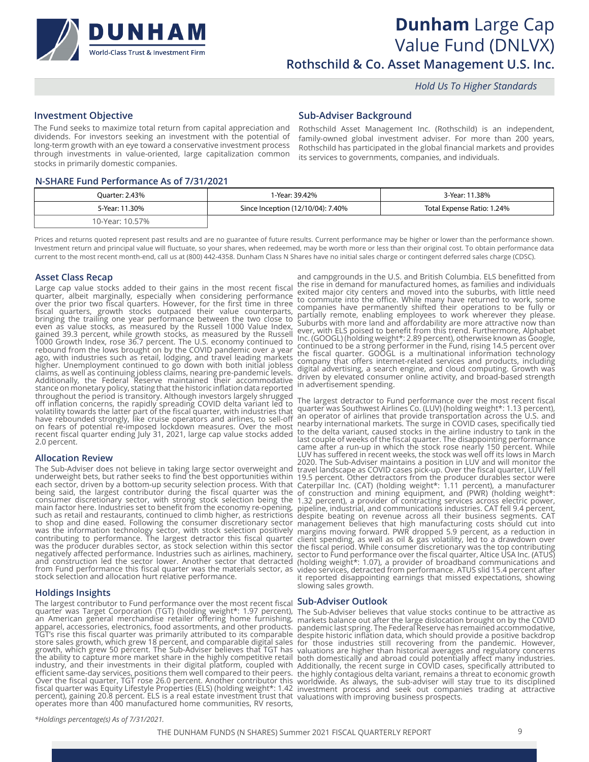# Dunham Large Cap Value Fund (DNLVX)

## Rothschild & Co. Asset Management U.S. Inc.

*Hold Us To Higher Standards*

## Investment Objective

The Fund seeks to maximize total return from capital appreciation and dividends. For investors seeking an investment with the potential of long-term growth with an eye toward a conservative investment process through investments in value-oriented, large capitalization common stocks in primarily domestic companies.

## Sub-Adviser Background

Rothschild Asset Management Inc. (Rothschild) is an independent, family-owned global investment adviser. For more than 200 years, Rothschild has participated in the global financial markets and provides its services to governments, companies, and individuals.

### N-SHARE Fund Performance As of 7/31/2021

| Quarter: 2.43% | 1-Year: 39.42% | 3-Year: 11.38% |
|---|---|---|
| 5-Year: 11.30% | Since Inception (12/10/04): 7.40% | Total Expense Ratio: 1.24% |
| 10-Year: 10.57% | | |

Prices and returns quoted represent past results and are no guarantee of future results. Current performance may be higher or lower than the performance shown. Investment return and principal value will fluctuate, so your shares, when redeemed, may be worth more or less than their original cost. To obtain performance data current to the most recent month-end, call us at (800) 442-4358. Dunham Class N Shares have no initial sales charge or contingent deferred sales charge (CDSC).

## Asset Class Recap

Large cap value stocks added to their gains in the most recent fiscal quarter, albeit marginally, especially when considering performance over the prior two fiscal quarters. However, for the first time in three fiscal quarters, growth stocks outpaced their value counterparts, bringing the trailing one year performance between the two close to even as value stocks, as measured by the Russell 1000 Value Index, gained 39.3 percent, while growth stocks, as measured by the Russell 1000 Growth Index, rose 36.7 percent. The U.S. economy continued to rebound from the lows brought on by the COVID pandemic over a year ago, with industries such as retail, lodging, and travel leading markets higher. Unemployment continued to go down with both initial jobless claims, as well as continuing jobless claims, nearing pre-pandemic levels. Additionally, the Federal Reserve maintained their accommodative stance on monetary policy, stating that the historic inflation data reported throughout the period is transitory. Although investors largely shrugged off inflation concerns, the rapidly spreading COVID delta variant led to volatility towards the latter part of the fiscal quarter, with industries that have rebounded strongly, like cruise operators and airlines, to sell-off on fears of potential re-imposed lockdown measures. Over the most recent fiscal quarter ending July 31, 2021, large cap value stocks added 2.0 percent.

## Allocation Review

The Sub-Adviser does not believe in taking large sector overweight and underweight bets, but rather seeks to find the best opportunities within each sector, driven by a bottom-up security selection process. With that being said, the largest contributor during the fiscal quarter was the consumer discretionary sector, with strong stock selection being the main factor here. Industries set to benefit from the economy re-opening, such as retail and restaurants, continued to climb higher, as restrictions to shop and dine eased. Following the consumer discretionary sector was the information technology sector, with stock selection positively contributing to performance. The largest detractor this fiscal quarter was the producer durables sector, as stock selection within this sector negatively affected performance. Industries such as airlines, machinery, and construction led the sector lower. Another sector that detracted from Fund performance this fiscal quarter was the materials sector, as stock selection and allocation hurt relative performance.

## Holdings Insights

The largest contributor to Fund performance over the most recent fiscal quarter was Target Corporation (TGT) (holding weight*: 1.97 percent), an American general merchandise retailer offering home furnishing, apparel, accessories, electronics, food assortments, and other products. TGT's rise this fiscal quarter was primarily attributed to its comparable store sales growth, which grew 18 percent, and comparable digital sales growth, which grew 50 percent. The Sub-Adviser believes that TGT has the ability to capture more market share in the highly competitive retail industry, and their investments in their digital platform, coupled with efficient same-day services, positions them well compared to their peers. Over the fiscal quarter, TGT rose 26.0 percent. Another contributor this fiscal quarter was Equity Lifestyle Properties (ELS) (holding weight*: 1.42 percent), gaining 20.8 percent. ELS is a real estate investment trust that operates more than 400 manufactured home communities, RV resorts, and campgrounds in the U.S. and British Columbia. ELS benefitted from the rise in demand for manufactured homes, as families and individuals exited major city centers and moved into the suburbs, with little need to commute into the office. While many have returned to work, some companies have permanently shifted their operations to be fully or partially remote, enabling employees to work wherever they please. Suburbs with more land and affordability are more attractive now than ever, with ELS poised to benefit from this trend. Furthermore, Alphabet Inc. (GOOGL) (holding weight*: 2.89 percent), otherwise known as Google, continued to be a strong performer in the Fund, rising 14.5 percent over the fiscal quarter. GOOGL is a multinational information technology company that offers internet-related services and products, including digital advertising, a search engine, and cloud computing. Growth was driven by elevated consumer online activity, and broad-based strength in advertisement spending.

The largest detractor to Fund performance over the most recent fiscal quarter was Southwest Airlines Co. (LUV) (holding weight*: 1.13 percent), an operator of airlines that provide transportation across the U.S. and nearby international markets. The surge in COVID cases, specifically tied to the delta variant, caused stocks in the airline industry to tank in the last couple of weeks of the fiscal quarter. The disappointing performance came after a run-up in which the stock rose nearly 150 percent. While LUV has suffered in recent weeks, the stock was well off its lows in March 2020. The Sub-Adviser maintains a position in LUV and will monitor the travel landscape as COVID cases pick-up. Over the fiscal quarter, LUV fell 19.5 percent. Other detractors from the producer durables sector were Caterpillar Inc. (CAT) (holding weight*: 1.11 percent), a manufacturer of construction and mining equipment, and (PWR) (holding weight*: 1.32 percent), a provider of contracting services across electric power, pipeline, industrial, and communications industries. CAT fell 9.4 percent, despite beating on revenue across all their business segments. CAT management believes that high manufacturing costs should cut into margins moving forward. PWR dropped 5.9 percent, as a reduction in client spending, as well as oil & gas volatility, led to a drawdown over the fiscal period. While consumer discretionary was the top contributing sector to Fund performance over the fiscal quarter, Altice USA Inc. (ATUS) (holding weight*: 1.07), a provider of broadband communications and video services, detracted from performance. ATUS slid 15.4 percent after it reported disappointing earnings that missed expectations, showing slowing sales growth.

## Sub-Adviser Outlook

The Sub-Adviser believes that value stocks continue to be attractive as markets balance out after the large dislocation brought on by the COVID pandemic last spring. The Federal Reserve has remained accommodative, despite historic inflation data, which should provide a positive backdrop for those industries still recovering from the pandemic. However, valuations are higher than historical averages and regulatory concerns both domestically and abroad could potentially affect many industries. Additionally, the recent surge in COVID cases, specifically attributed to the highly contagious delta variant, remains a threat to economic growth worldwide. As always, the sub-adviser will stay true to its disciplined investment process and seek out companies trading at attractive valuations with improving business prospects.

*\*Holdings percentage(s) As of 7/31/2021.*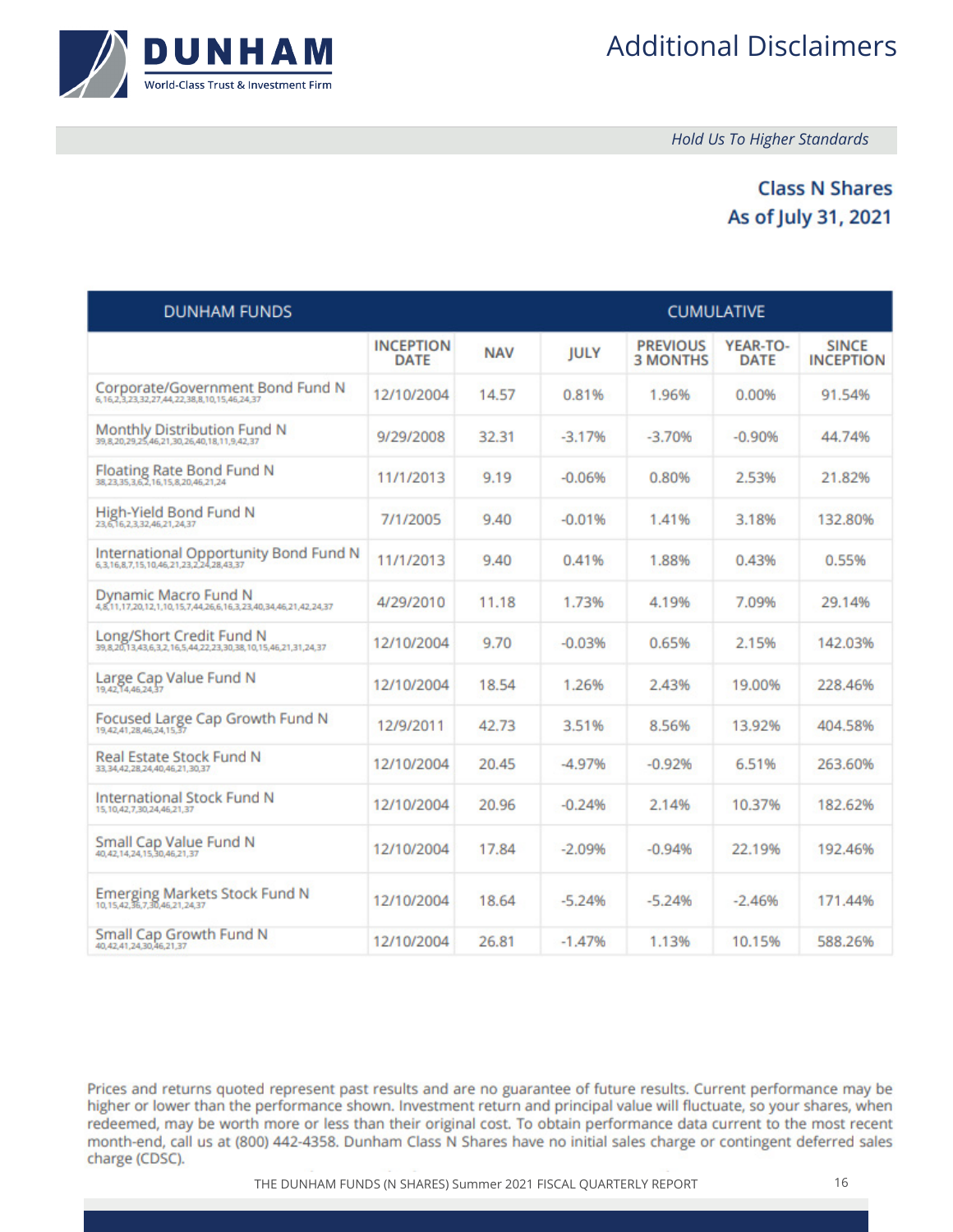# Additional Disclaimers

*Hold Us To Higher Standards*

**Class N Shares**
**As of July 31, 2021**

| DUNHAM FUNDS | | | CUMULATIVE | | | |
|---|---|---|---|---|---|---|
| | INCEPTION DATE | NAV | JULY | PREVIOUS 3 MONTHS | YEAR-TO-DATE | SINCE INCEPTION |
| Corporate/Government Bond Fund N 6,16,2,3,23,32,27,44,22,38,8,10,15,46,24,37 | 12/10/2004 | 14.57 | 0.81% | 1.96% | 0.00% | 91.54% |
| Monthly Distribution Fund N 39,8,20,29,25,46,21,30,26,40,18,11,9,42,37 | 9/29/2008 | 32.31 | -3.17% | -3.70% | -0.90% | 44.74% |
| Floating Rate Bond Fund N 38,23,35,3,6,2,16,15,8,20,46,21,24 | 11/1/2013 | 9.19 | -0.06% | 0.80% | 2.53% | 21.82% |
| High-Yield Bond Fund N 23,6,16,2,3,32,46,21,24,37 | 7/1/2005 | 9.40 | -0.01% | 1.41% | 3.18% | 132.80% |
| International Opportunity Bond Fund N 6,3,16,8,7,15,10,46,21,23,2,24,28,43,37 | 11/1/2013 | 9.40 | 0.41% | 1.88% | 0.43% | 0.55% |
| Dynamic Macro Fund N 4,8,11,17,20,12,1,10,15,7,44,26,6,16,3,23,40,34,46,21,42,24,37 | 4/29/2010 | 11.18 | 1.73% | 4.19% | 7.09% | 29.14% |
| Long/Short Credit Fund N 39,8,20,13,43,6,3,2,16,5,44,22,23,30,38,10,15,46,21,31,24,37 | 12/10/2004 | 9.70 | -0.03% | 0.65% | 2.15% | 142.03% |
| Large Cap Value Fund N 19,42,14,46,24,37 | 12/10/2004 | 18.54 | 1.26% | 2.43% | 19.00% | 228.46% |
| Focused Large Cap Growth Fund N 19,42,41,28,46,24,15,37 | 12/9/2011 | 42.73 | 3.51% | 8.56% | 13.92% | 404.58% |
| Real Estate Stock Fund N 33,34,42,28,24,40,46,21,30,37 | 12/10/2004 | 20.45 | -4.97% | -0.92% | 6.51% | 263.60% |
| International Stock Fund N 15,10,42,7,30,24,46,21,37 | 12/10/2004 | 20.96 | -0.24% | 2.14% | 10.37% | 182.62% |
| Small Cap Value Fund N 40,42,14,24,15,30,46,21,37 | 12/10/2004 | 17.84 | -2.09% | -0.94% | 22.19% | 192.46% |
| Emerging Markets Stock Fund N 10,15,42,36,7,30,46,21,24,37 | 12/10/2004 | 18.64 | -5.24% | -5.24% | -2.46% | 171.44% |
| Small Cap Growth Fund N 40,42,41,24,30,46,21,37 | 12/10/2004 | 26.81 | -1.47% | 1.13% | 10.15% | 588.26% |

Prices and returns quoted represent past results and are no guarantee of future results. Current performance may be higher or lower than the performance shown. Investment return and principal value will fluctuate, so your shares, when redeemed, may be worth more or less than their original cost. To obtain performance data current to the most recent month-end, call us at (800) 442-4358. Dunham Class N Shares have no initial sales charge or contingent deferred sales charge (CDSC).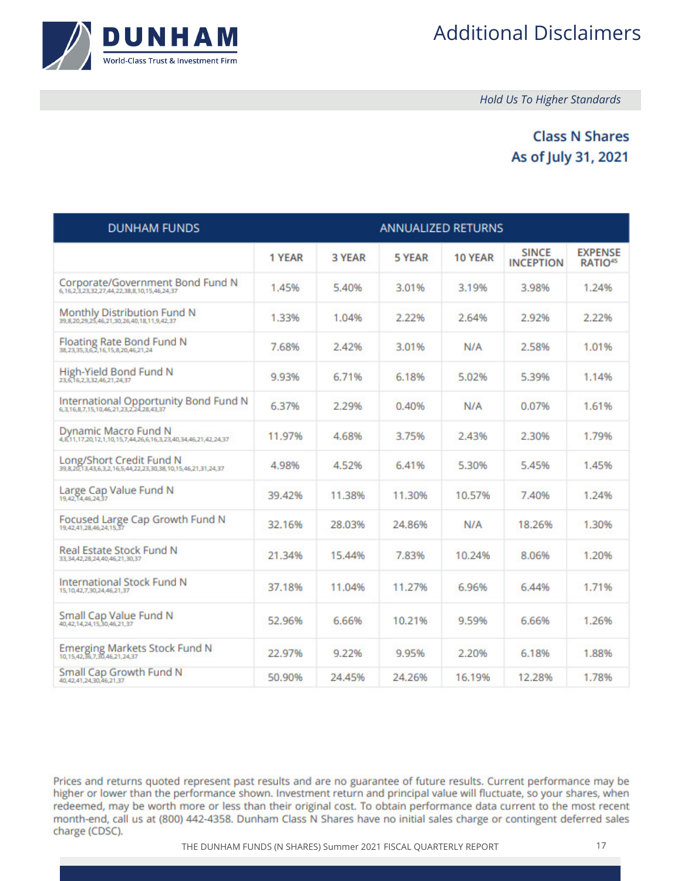# Additional Disclaimers

*Hold Us To Higher Standards*

## Class N Shares
## As of July 31, 2021

| DUNHAM FUNDS | ANNUALIZED RETURNS | | | | | |
|---|---|---|---|---|---|---|
| | 1 YEAR | 3 YEAR | 5 YEAR | 10 YEAR | SINCE INCEPTION | EXPENSE RATIO[45] |
| Corporate/Government Bond Fund N [6,16,2,3,23,32,27,44,22,38,8,10,15,46,24,37] | 1.45% | 5.40% | 3.01% | 3.19% | 3.98% | 1.24% |
| Monthly Distribution Fund N [39,8,20,29,25,46,21,30,26,40,18,11,9,42,37] | 1.33% | 1.04% | 2.22% | 2.64% | 2.92% | 2.22% |
| Floating Rate Bond Fund N [38,23,35,3,6,2,16,15,8,20,46,21,24] | 7.68% | 2.42% | 3.01% | N/A | 2.58% | 1.01% |
| High-Yield Bond Fund N [23,6,16,2,3,32,46,21,24,37] | 9.93% | 6.71% | 6.18% | 5.02% | 5.39% | 1.14% |
| International Opportunity Bond Fund N [6,3,16,8,7,15,10,46,21,23,2,24,28,43,37] | 6.37% | 2.29% | 0.40% | N/A | 0.07% | 1.61% |
| Dynamic Macro Fund N [4,8,11,17,20,12,1,10,15,7,44,26,6,16,3,23,40,34,46,21,42,24,37] | 11.97% | 4.68% | 3.75% | 2.43% | 2.30% | 1.79% |
| Long/Short Credit Fund N [39,8,20,13,43,6,3,2,16,5,44,22,23,30,38,10,15,46,21,31,24,37] | 4.98% | 4.52% | 6.41% | 5.30% | 5.45% | 1.45% |
| Large Cap Value Fund N [19,42,14,46,24,37] | 39.42% | 11.38% | 11.30% | 10.57% | 7.40% | 1.24% |
| Focused Large Cap Growth Fund N [19,42,41,28,46,24,15,37] | 32.16% | 28.03% | 24.86% | N/A | 18.26% | 1.30% |
| Real Estate Stock Fund N [33,34,42,28,24,40,46,21,30,37] | 21.34% | 15.44% | 7.83% | 10.24% | 8.06% | 1.20% |
| International Stock Fund N [15,10,42,7,30,24,46,21,37] | 37.18% | 11.04% | 11.27% | 6.96% | 6.44% | 1.71% |
| Small Cap Value Fund N [40,42,14,24,15,30,46,21,37] | 52.96% | 6.66% | 10.21% | 9.59% | 6.66% | 1.26% |
| Emerging Markets Stock Fund N [10,15,42,36,7,30,46,21,24,37] | 22.97% | 9.22% | 9.95% | 2.20% | 6.18% | 1.88% |
| Small Cap Growth Fund N [40,42,41,24,30,46,21,37] | 50.90% | 24.45% | 24.26% | 16.19% | 12.28% | 1.78% |

Prices and returns quoted represent past results and are no guarantee of future results. Current performance may be higher or lower than the performance shown. Investment return and principal value will fluctuate, so your shares, when redeemed, may be worth more or less than their original cost. To obtain performance data current to the most recent month-end, call us at (800) 442-4358. Dunham Class N Shares have no initial sales charge or contingent deferred sales charge (CDSC).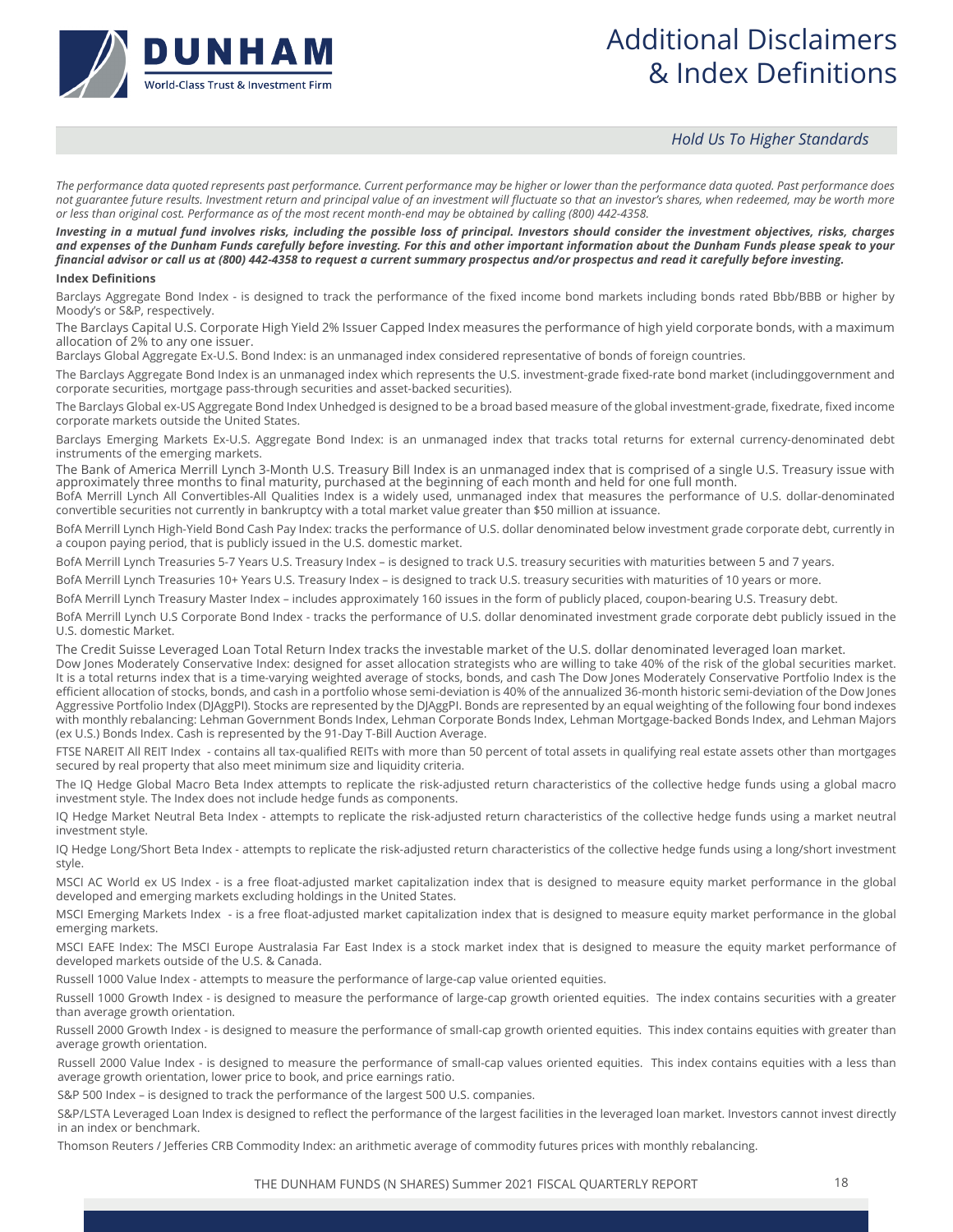# Additional Disclaimers & Index Definitions

*Hold Us To Higher Standards*

*The performance data quoted represents past performance. Current performance may be higher or lower than the performance data quoted. Past performance does not guarantee future results. Investment return and principal value of an investment will fluctuate so that an investor's shares, when redeemed, may be worth more or less than original cost. Performance as of the most recent month-end may be obtained by calling (800) 442-4358.*

***Investing in a mutual fund involves risks, including the possible loss of principal. Investors should consider the investment objectives, risks, charges and expenses of the Dunham Funds carefully before investing. For this and other important information about the Dunham Funds please speak to your financial advisor or call us at (800) 442-4358 to request a current summary prospectus and/or prospectus and read it carefully before investing.***

**Index Definitions**

Barclays Aggregate Bond Index - is designed to track the performance of the fixed income bond markets including bonds rated Bbb/BBB or higher by Moody's or S&P, respectively.

The Barclays Capital U.S. Corporate High Yield 2% Issuer Capped Index measures the performance of high yield corporate bonds, with a maximum allocation of 2% to any one issuer.

Barclays Global Aggregate Ex-U.S. Bond Index: is an unmanaged index considered representative of bonds of foreign countries.

The Barclays Aggregate Bond Index is an unmanaged index which represents the U.S. investment-grade fixed-rate bond market (includinggovernment and corporate securities, mortgage pass-through securities and asset-backed securities).

The Barclays Global ex-US Aggregate Bond Index Unhedged is designed to be a broad based measure of the global investment-grade, fixedrate, fixed income corporate markets outside the United States.

Barclays Emerging Markets Ex-U.S. Aggregate Bond Index: is an unmanaged index that tracks total returns for external currency-denominated debt instruments of the emerging markets.

The Bank of America Merrill Lynch 3-Month U.S. Treasury Bill Index is an unmanaged index that is comprised of a single U.S. Treasury issue with approximately three months to final maturity, purchased at the beginning of each month and held for one full month.

BofA Merrill Lynch All Convertibles-All Qualities Index is a widely used, unmanaged index that measures the performance of U.S. dollar-denominated convertible securities not currently in bankruptcy with a total market value greater than $50 million at issuance.

BofA Merrill Lynch High-Yield Bond Cash Pay Index: tracks the performance of U.S. dollar denominated below investment grade corporate debt, currently in a coupon paying period, that is publicly issued in the U.S. domestic market.

BofA Merrill Lynch Treasuries 5-7 Years U.S. Treasury Index – is designed to track U.S. treasury securities with maturities between 5 and 7 years.

BofA Merrill Lynch Treasuries 10+ Years U.S. Treasury Index – is designed to track U.S. treasury securities with maturities of 10 years or more.

BofA Merrill Lynch Treasury Master Index – includes approximately 160 issues in the form of publicly placed, coupon-bearing U.S. Treasury debt.

BofA Merrill Lynch U.S Corporate Bond Index - tracks the performance of U.S. dollar denominated investment grade corporate debt publicly issued in the U.S. domestic Market.

The Credit Suisse Leveraged Loan Total Return Index tracks the investable market of the U.S. dollar denominated leveraged loan market.

Dow Jones Moderately Conservative Index: designed for asset allocation strategists who are willing to take 40% of the risk of the global securities market. It is a total returns index that is a time-varying weighted average of stocks, bonds, and cash The Dow Jones Moderately Conservative Portfolio Index is the efficient allocation of stocks, bonds, and cash in a portfolio whose semi-deviation is 40% of the annualized 36-month historic semi-deviation of the Dow Jones Aggressive Portfolio Index (DJAggPI). Stocks are represented by the DJAggPI. Bonds are represented by an equal weighting of the following four bond indexes with monthly rebalancing: Lehman Government Bonds Index, Lehman Corporate Bonds Index, Lehman Mortgage-backed Bonds Index, and Lehman Majors (ex U.S.) Bonds Index. Cash is represented by the 91-Day T-Bill Auction Average.

FTSE NAREIT All REIT Index - contains all tax-qualified REITs with more than 50 percent of total assets in qualifying real estate assets other than mortgages secured by real property that also meet minimum size and liquidity criteria.

The IQ Hedge Global Macro Beta Index attempts to replicate the risk-adjusted return characteristics of the collective hedge funds using a global macro investment style. The Index does not include hedge funds as components.

IQ Hedge Market Neutral Beta Index - attempts to replicate the risk-adjusted return characteristics of the collective hedge funds using a market neutral investment style.

IQ Hedge Long/Short Beta Index - attempts to replicate the risk-adjusted return characteristics of the collective hedge funds using a long/short investment style.

MSCI AC World ex US Index - is a free float-adjusted market capitalization index that is designed to measure equity market performance in the global developed and emerging markets excluding holdings in the United States.

MSCI Emerging Markets Index - is a free float-adjusted market capitalization index that is designed to measure equity market performance in the global emerging markets.

MSCI EAFE Index: The MSCI Europe Australasia Far East Index is a stock market index that is designed to measure the equity market performance of developed markets outside of the U.S. & Canada.

Russell 1000 Value Index - attempts to measure the performance of large-cap value oriented equities.

Russell 1000 Growth Index - is designed to measure the performance of large-cap growth oriented equities. The index contains securities with a greater than average growth orientation.

Russell 2000 Growth Index - is designed to measure the performance of small-cap growth oriented equities. This index contains equities with greater than average growth orientation.

Russell 2000 Value Index - is designed to measure the performance of small-cap values oriented equities. This index contains equities with a less than average growth orientation, lower price to book, and price earnings ratio.

S&P 500 Index – is designed to track the performance of the largest 500 U.S. companies.

S&P/LSTA Leveraged Loan Index is designed to reflect the performance of the largest facilities in the leveraged loan market. Investors cannot invest directly in an index or benchmark.

Thomson Reuters / Jefferies CRB Commodity Index: an arithmetic average of commodity futures prices with monthly rebalancing.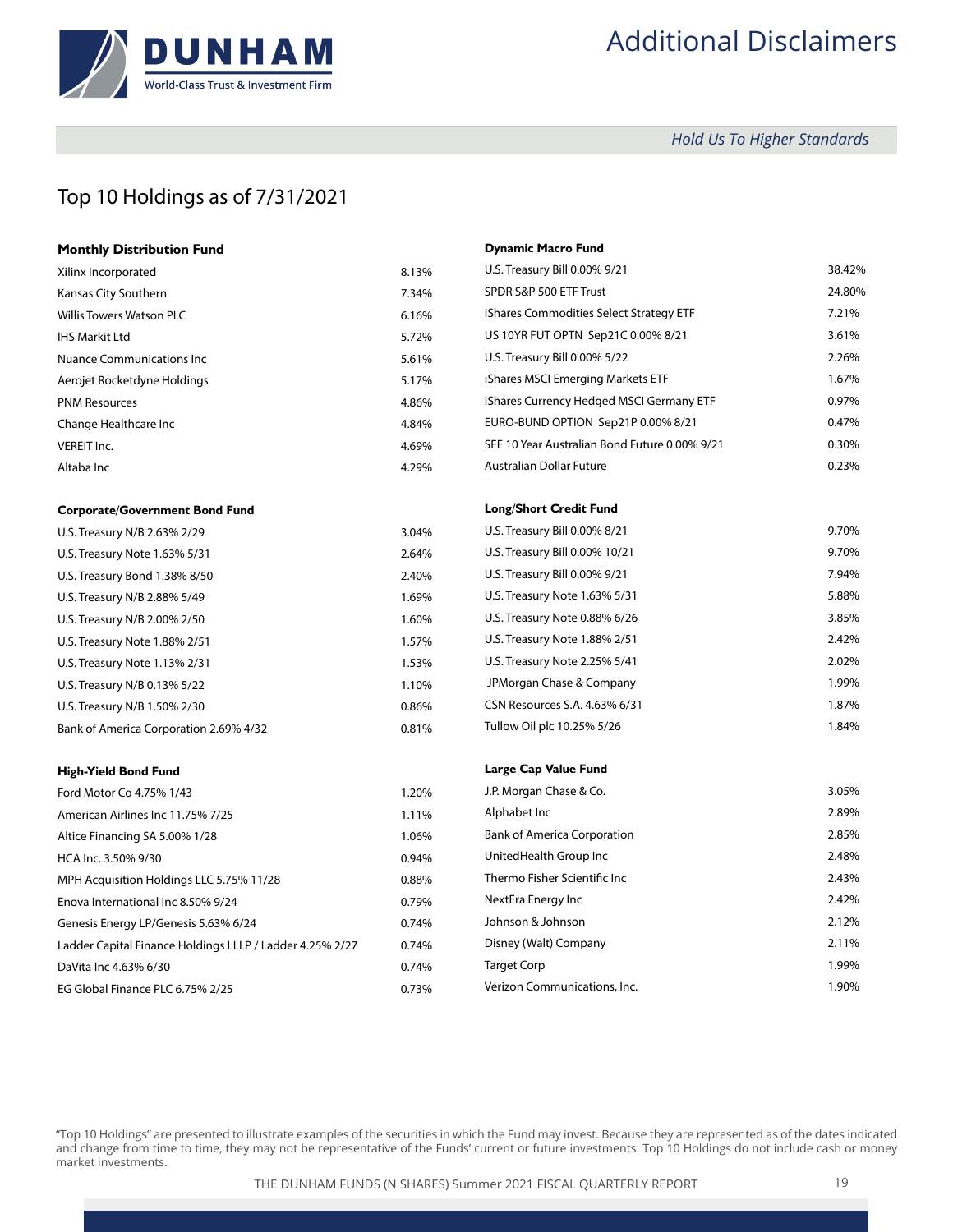# Additional Disclaimers

*Hold Us To Higher Standards*

## Top 10 Holdings as of 7/31/2021

**Monthly Distribution Fund**

| Holding | % |
|---|---|
| Xilinx Incorporated | 8.13% |
| Kansas City Southern | 7.34% |
| Willis Towers Watson PLC | 6.16% |
| IHS Markit Ltd | 5.72% |
| Nuance Communications Inc | 5.61% |
| Aerojet Rocketdyne Holdings | 5.17% |
| PNM Resources | 4.86% |
| Change Healthcare Inc | 4.84% |
| VEREIT Inc. | 4.69% |
| Altaba Inc | 4.29% |

**Corporate/Government Bond Fund**

| Holding | % |
|---|---|
| U.S. Treasury N/B 2.63% 2/29 | 3.04% |
| U.S. Treasury Note 1.63% 5/31 | 2.64% |
| U.S. Treasury Bond 1.38% 8/50 | 2.40% |
| U.S. Treasury N/B 2.88% 5/49 | 1.69% |
| U.S. Treasury N/B 2.00% 2/50 | 1.60% |
| U.S. Treasury Note 1.88% 2/51 | 1.57% |
| U.S. Treasury Note 1.13% 2/31 | 1.53% |
| U.S. Treasury N/B 0.13% 5/22 | 1.10% |
| U.S. Treasury N/B 1.50% 2/30 | 0.86% |
| Bank of America Corporation 2.69% 4/32 | 0.81% |

**High-Yield Bond Fund**

| Holding | % |
|---|---|
| Ford Motor Co 4.75% 1/43 | 1.20% |
| American Airlines Inc 11.75% 7/25 | 1.11% |
| Altice Financing SA 5.00% 1/28 | 1.06% |
| HCA Inc. 3.50% 9/30 | 0.94% |
| MPH Acquisition Holdings LLC 5.75% 11/28 | 0.88% |
| Enova International Inc 8.50% 9/24 | 0.79% |
| Genesis Energy LP/Genesis 5.63% 6/24 | 0.74% |
| Ladder Capital Finance Holdings LLLP / Ladder 4.25% 2/27 | 0.74% |
| DaVita Inc 4.63% 6/30 | 0.74% |
| EG Global Finance PLC 6.75% 2/25 | 0.73% |

**Dynamic Macro Fund**

| Holding | % |
|---|---|
| U.S. Treasury Bill 0.00% 9/21 | 38.42% |
| SPDR S&P 500 ETF Trust | 24.80% |
| iShares Commodities Select Strategy ETF | 7.21% |
| US 10YR FUT OPTN Sep21C 0.00% 8/21 | 3.61% |
| U.S. Treasury Bill 0.00% 5/22 | 2.26% |
| iShares MSCI Emerging Markets ETF | 1.67% |
| iShares Currency Hedged MSCI Germany ETF | 0.97% |
| EURO-BUND OPTION Sep21P 0.00% 8/21 | 0.47% |
| SFE 10 Year Australian Bond Future 0.00% 9/21 | 0.30% |
| Australian Dollar Future | 0.23% |

**Long/Short Credit Fund**

| Holding | % |
|---|---|
| U.S. Treasury Bill 0.00% 8/21 | 9.70% |
| U.S. Treasury Bill 0.00% 10/21 | 9.70% |
| U.S. Treasury Bill 0.00% 9/21 | 7.94% |
| U.S. Treasury Note 1.63% 5/31 | 5.88% |
| U.S. Treasury Note 0.88% 6/26 | 3.85% |
| U.S. Treasury Note 1.88% 2/51 | 2.42% |
| U.S. Treasury Note 2.25% 5/41 | 2.02% |
| JPMorgan Chase & Company | 1.99% |
| CSN Resources S.A. 4.63% 6/31 | 1.87% |
| Tullow Oil plc 10.25% 5/26 | 1.84% |

**Large Cap Value Fund**

| Holding | % |
|---|---|
| J.P. Morgan Chase & Co. | 3.05% |
| Alphabet Inc | 2.89% |
| Bank of America Corporation | 2.85% |
| UnitedHealth Group Inc | 2.48% |
| Thermo Fisher Scientific Inc | 2.43% |
| NextEra Energy Inc | 2.42% |
| Johnson & Johnson | 2.12% |
| Disney (Walt) Company | 2.11% |
| Target Corp | 1.99% |
| Verizon Communications, Inc. | 1.90% |

"Top 10 Holdings" are presented to illustrate examples of the securities in which the Fund may invest. Because they are represented as of the dates indicated and change from time to time, they may not be representative of the Funds' current or future investments. Top 10 Holdings do not include cash or money market investments.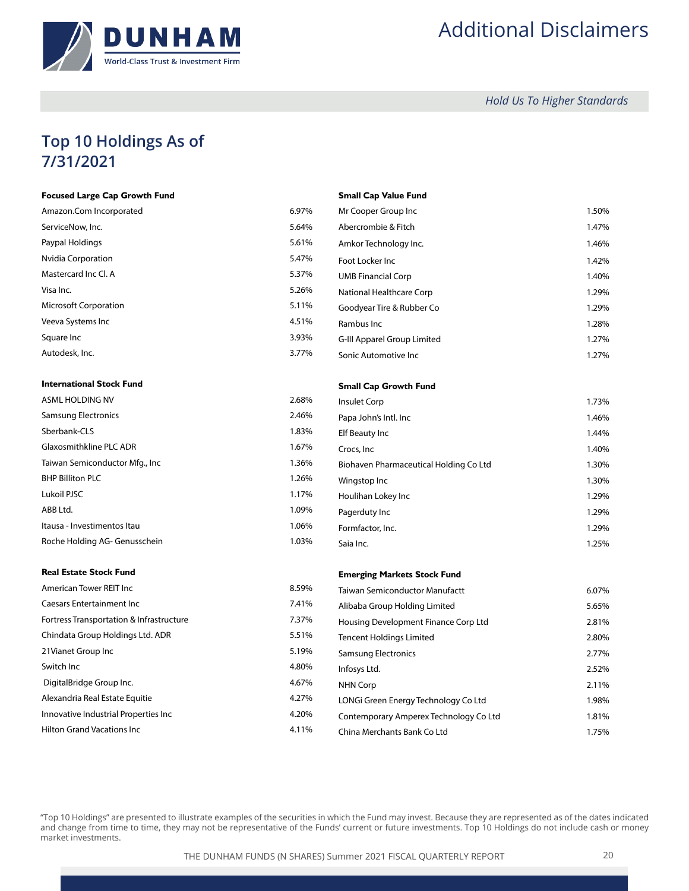# Additional Disclaimers

*Hold Us To Higher Standards*

## Top 10 Holdings As of 7/31/2021

| Focused Large Cap Growth Fund | |
|---|---|
| Amazon.Com Incorporated | 6.97% |
| ServiceNow, Inc. | 5.64% |
| Paypal Holdings | 5.61% |
| Nvidia Corporation | 5.47% |
| Mastercard Inc Cl. A | 5.37% |
| Visa Inc. | 5.26% |
| Microsoft Corporation | 5.11% |
| Veeva Systems Inc | 4.51% |
| Square Inc | 3.93% |
| Autodesk, Inc. | 3.77% |

| International Stock Fund | |
|---|---|
| ASML HOLDING NV | 2.68% |
| Samsung Electronics | 2.46% |
| Sberbank-CLS | 1.83% |
| Glaxosmithkline PLC ADR | 1.67% |
| Taiwan Semiconductor Mfg., Inc | 1.36% |
| BHP Billiton PLC | 1.26% |
| Lukoil PJSC | 1.17% |
| ABB Ltd. | 1.09% |
| Itausa - Investimentos Itau | 1.06% |
| Roche Holding AG- Genusschein | 1.03% |

| Real Estate Stock Fund | |
|---|---|
| American Tower REIT Inc | 8.59% |
| Caesars Entertainment Inc | 7.41% |
| Fortress Transportation & Infrastructure | 7.37% |
| Chindata Group Holdings Ltd. ADR | 5.51% |
| 21Vianet Group Inc | 5.19% |
| Switch Inc | 4.80% |
| DigitalBridge Group Inc. | 4.67% |
| Alexandria Real Estate Equitie | 4.27% |
| Innovative Industrial Properties Inc | 4.20% |
| Hilton Grand Vacations Inc | 4.11% |

| Small Cap Value Fund | |
|---|---|
| Mr Cooper Group Inc | 1.50% |
| Abercrombie & Fitch | 1.47% |
| Amkor Technology Inc. | 1.46% |
| Foot Locker Inc | 1.42% |
| UMB Financial Corp | 1.40% |
| National Healthcare Corp | 1.29% |
| Goodyear Tire & Rubber Co | 1.29% |
| Rambus Inc | 1.28% |
| G-III Apparel Group Limited | 1.27% |
| Sonic Automotive Inc | 1.27% |

| Small Cap Growth Fund | |
|---|---|
| Insulet Corp | 1.73% |
| Papa John's Intl. Inc | 1.46% |
| Elf Beauty Inc | 1.44% |
| Crocs, Inc | 1.40% |
| Biohaven Pharmaceutical Holding Co Ltd | 1.30% |
| Wingstop Inc | 1.30% |
| Houlihan Lokey Inc | 1.29% |
| Pagerduty Inc | 1.29% |
| Formfactor, Inc. | 1.29% |
| Saia Inc. | 1.25% |

| Emerging Markets Stock Fund | |
|---|---|
| Taiwan Semiconductor Manufactt | 6.07% |
| Alibaba Group Holding Limited | 5.65% |
| Housing Development Finance Corp Ltd | 2.81% |
| Tencent Holdings Limited | 2.80% |
| Samsung Electronics | 2.77% |
| Infosys Ltd. | 2.52% |
| NHN Corp | 2.11% |
| LONGi Green Energy Technology Co Ltd | 1.98% |
| Contemporary Amperex Technology Co Ltd | 1.81% |
| China Merchants Bank Co Ltd | 1.75% |

"Top 10 Holdings" are presented to illustrate examples of the securities in which the Fund may invest. Because they are represented as of the dates indicated and change from time to time, they may not be representative of the Funds' current or future investments. Top 10 Holdings do not include cash or money market investments.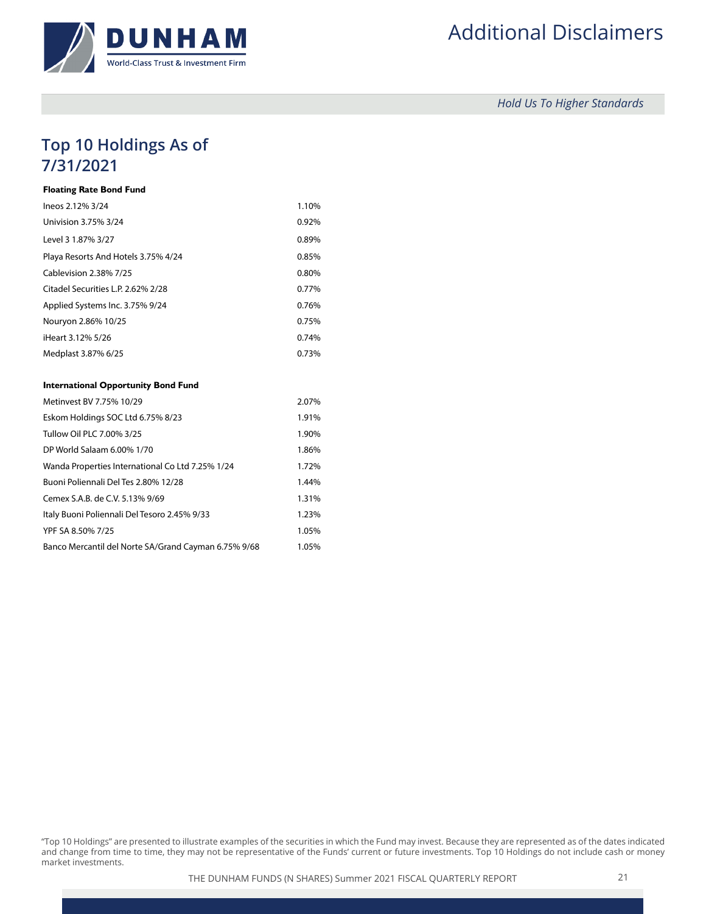# Additional Disclaimers

*Hold Us To Higher Standards*

## Top 10 Holdings As of 7/31/2021

| **Floating Rate Bond Fund** | |
|---|---|
| Ineos 2.12% 3/24 | 1.10% |
| Univision 3.75% 3/24 | 0.92% |
| Level 3 1.87% 3/27 | 0.89% |
| Playa Resorts And Hotels 3.75% 4/24 | 0.85% |
| Cablevision 2.38% 7/25 | 0.80% |
| Citadel Securities L.P. 2.62% 2/28 | 0.77% |
| Applied Systems Inc. 3.75% 9/24 | 0.76% |
| Nouryon 2.86% 10/25 | 0.75% |
| iHeart 3.12% 5/26 | 0.74% |
| Medplast 3.87% 6/25 | 0.73% |

| **International Opportunity Bond Fund** | |
|---|---|
| Metinvest BV 7.75% 10/29 | 2.07% |
| Eskom Holdings SOC Ltd 6.75% 8/23 | 1.91% |
| Tullow Oil PLC 7.00% 3/25 | 1.90% |
| DP World Salaam 6.00% 1/70 | 1.86% |
| Wanda Properties International Co Ltd 7.25% 1/24 | 1.72% |
| Buoni Poliennali Del Tes 2.80% 12/28 | 1.44% |
| Cemex S.A.B. de C.V. 5.13% 9/69 | 1.31% |
| Italy Buoni Poliennali Del Tesoro 2.45% 9/33 | 1.23% |
| YPF SA 8.50% 7/25 | 1.05% |
| Banco Mercantil del Norte SA/Grand Cayman 6.75% 9/68 | 1.05% |

"Top 10 Holdings" are presented to illustrate examples of the securities in which the Fund may invest. Because they are represented as of the dates indicated and change from time to time, they may not be representative of the Funds' current or future investments. Top 10 Holdings do not include cash or money market investments.